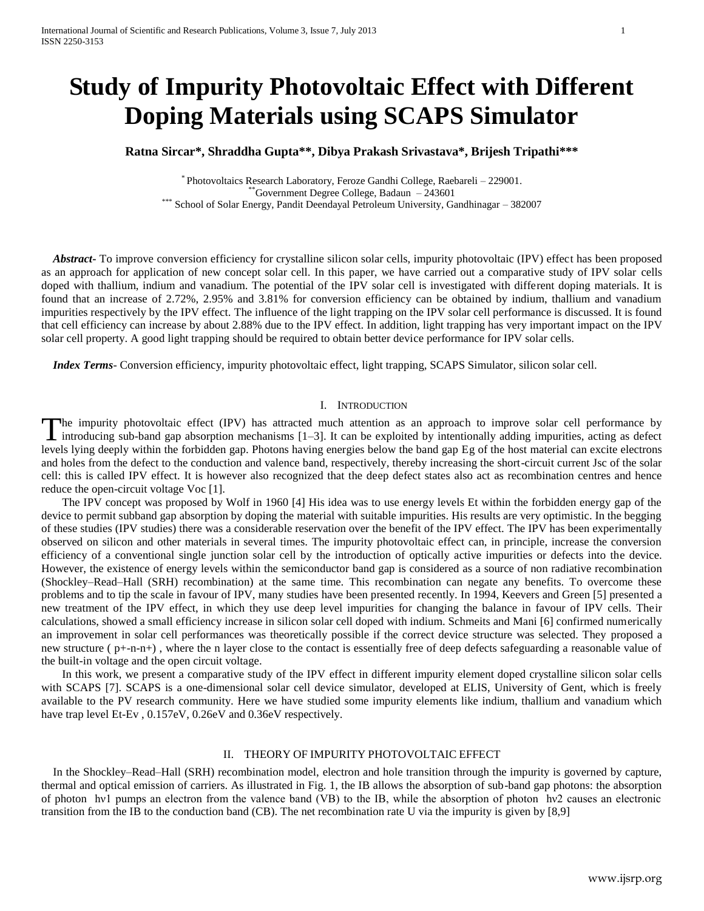# Study of Impurity Photovoltaic Effect with Different Doping Materials using SCAPS Simulator

**Ratna Sircar\*, Shraddha Gupta\*\*, Dibya Prakash Srivastava\*, Brijesh Tripathi\*\*\***

\* Photovoltaics Research Laboratory, Feroze Gandhi College, Raebareli – 229001.
\*\* Government Degree College, Badaun – 243601
\*\*\* School of Solar Energy, Pandit Deendayal Petroleum University, Gandhinagar – 382007

***Abstract***- To improve conversion efficiency for crystalline silicon solar cells, impurity photovoltaic (IPV) effect has been proposed as an approach for application of new concept solar cell. In this paper, we have carried out a comparative study of IPV solar cells doped with thallium, indium and vanadium. The potential of the IPV solar cell is investigated with different doping materials. It is found that an increase of 2.72%, 2.95% and 3.81% for conversion efficiency can be obtained by indium, thallium and vanadium impurities respectively by the IPV effect. The influence of the light trapping on the IPV solar cell performance is discussed. It is found that cell efficiency can increase by about 2.88% due to the IPV effect. In addition, light trapping has very important impact on the IPV solar cell property. A good light trapping should be required to obtain better device performance for IPV solar cells.

***Index Terms***- Conversion efficiency, impurity photovoltaic effect, light trapping, SCAPS Simulator, silicon solar cell.

## I. Introduction

The impurity photovoltaic effect (IPV) has attracted much attention as an approach to improve solar cell performance by introducing sub-band gap absorption mechanisms [1–3]. It can be exploited by intentionally adding impurities, acting as defect levels lying deeply within the forbidden gap. Photons having energies below the band gap $E_g$ of the host material can excite electrons and holes from the defect to the conduction and valence band, respectively, thereby increasing the short-circuit current $J_{sc}$ of the solar cell: this is called IPV effect. It is however also recognized that the deep defect states also act as recombination centres and hence reduce the open-circuit voltage $V_{oc}$ [1].

The IPV concept was proposed by Wolf in 1960 [4] His idea was to use energy levels $E_t$ within the forbidden energy gap of the device to permit subband gap absorption by doping the material with suitable impurities. His results are very optimistic. In the begging of these studies (IPV studies) there was a considerable reservation over the benefit of the IPV effect. The IPV has been experimentally observed on silicon and other materials in several times. The impurity photovoltaic effect can, in principle, increase the conversion efficiency of a conventional single junction solar cell by the introduction of optically active impurities or defects into the device. However, the existence of energy levels within the semiconductor band gap is considered as a source of non radiative recombination (Shockley–Read–Hall (SRH) recombination) at the same time. This recombination can negate any benefits. To overcome these problems and to tip the scale in favour of IPV, many studies have been presented recently. In 1994, Keevers and Green [5] presented a new treatment of the IPV effect, in which they use deep level impurities for changing the balance in favour of IPV cells. Their calculations, showed a small efficiency increase in silicon solar cell doped with indium. Schmeits and Mani [6] confirmed numerically an improvement in solar cell performances was theoretically possible if the correct device structure was selected. They proposed a new structure ( p+-n-n+) , where the n layer close to the contact is essentially free of deep defects safeguarding a reasonable value of the built-in voltage and the open circuit voltage.

In this work, we present a comparative study of the IPV effect in different impurity element doped crystalline silicon solar cells with SCAPS [7]. SCAPS is a one-dimensional solar cell device simulator, developed at ELIS, University of Gent, which is freely available to the PV research community. Here we have studied some impurity elements like indium, thallium and vanadium which have trap level $E_t$-$E_v$ , 0.157eV, 0.26eV and 0.36eV respectively.

## II. Theory of Impurity Photovoltaic Effect

In the Shockley–Read–Hall (SRH) recombination model, electron and hole transition through the impurity is governed by capture, thermal and optical emission of carriers. As illustrated in Fig. 1, the IB allows the absorption of sub-band gap photons: the absorption of photon $h\nu_1$ pumps an electron from the valence band (VB) to the IB, while the absorption of photon $h\nu_2$ causes an electronic transition from the IB to the conduction band (CB). The net recombination rate U via the impurity is given by [8,9]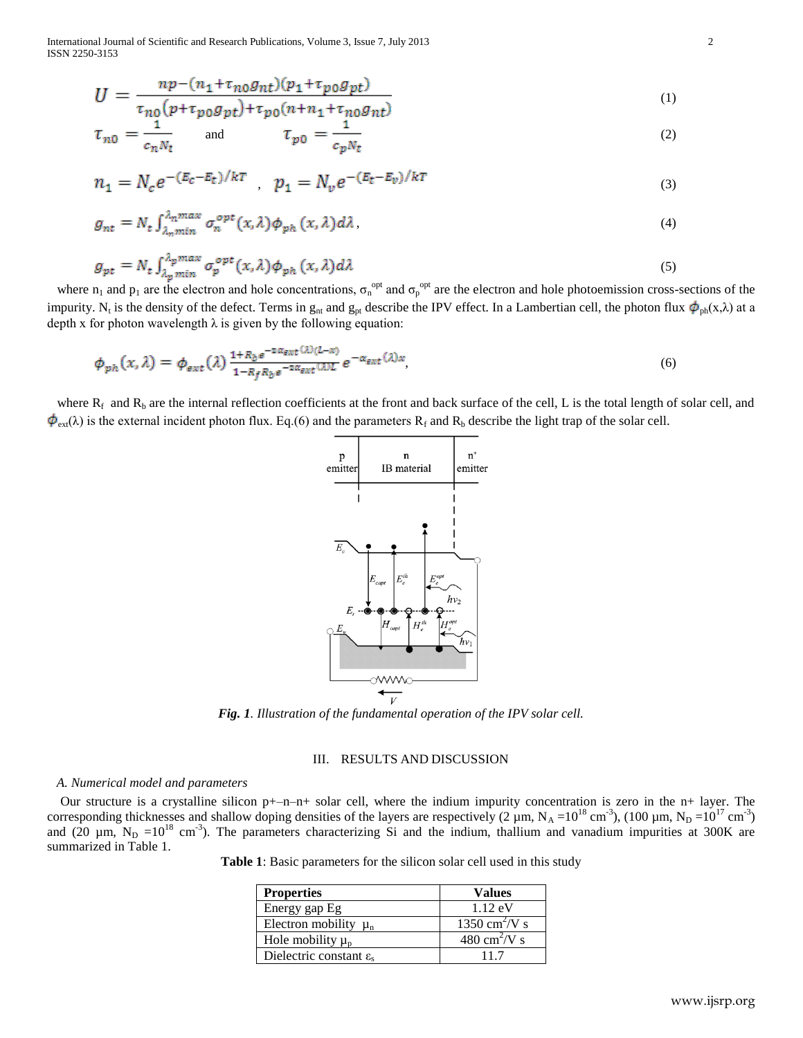$$U = \frac{np - (n_1 + \tau_{n0} g_{nt})(p_1 + \tau_{p0} g_{pt})}{\tau_{n0}(p + \tau_{p0} g_{pt}) + \tau_{p0}(n + n_1 + \tau_{n0} g_{nt})} \tag{1}$$

$$\tau_{n0} = \frac{1}{c_n N_t} \quad \text{and} \quad \tau_{p0} = \frac{1}{c_p N_t} \tag{2}$$

$$n_1 = N_c e^{-(E_c - E_t)/kT}, \quad p_1 = N_v e^{-(E_t - E_v)/kT} \tag{3}$$

$$g_{nt} = N_t \int_{\lambda_n min}^{\lambda_n max} \sigma_n^{opt}(x, \lambda) \phi_{ph}(x, \lambda) d\lambda, \tag{4}$$

$$g_{pt} = N_t \int_{\lambda_p min}^{\lambda_p max} \sigma_p^{opt}(x, \lambda) \phi_{ph}(x, \lambda) d\lambda \tag{5}$$

where $n_1$ and $p_1$ are the electron and hole concentrations, $\sigma_n^{opt}$ and $\sigma_p^{opt}$ are the electron and hole photoemission cross-sections of the impurity. $N_t$ is the density of the defect. Terms in $g_{nt}$ and $g_{pt}$ describe the IPV effect. In a Lambertian cell, the photon flux $\phi_{ph}(x,\lambda)$ at a depth x for photon wavelength λ is given by the following equation:

$$\phi_{ph}(x, \lambda) = \phi_{ext}(\lambda) \frac{1 + R_b e^{-2\alpha_{ext}(\lambda)(L-x)}}{1 - R_f R_b e^{-2\alpha_{ext}(\lambda)L}} e^{-\alpha_{ext}(\lambda)x}, \tag{6}$$

where $R_f$ and $R_b$ are the internal reflection coefficients at the front and back surface of the cell, L is the total length of solar cell, and $\phi_{ext}(\lambda)$ is the external incident photon flux. Eq.(6) and the parameters $R_f$ and $R_b$ describe the light trap of the solar cell.

p emitter
n IB material
$n^+$ emitter
$E_c$
$E_{capt}$
$E_e^{th}$
$E_e^{opt}$
$h\nu_2$
$E_t$
$E_v$
$H_{capt}$
$H_e^{th}$
$H_e^{opt}$
$h\nu_1$
V

***Fig. 1**. Illustration of the fundamental operation of the IPV solar cell.*

## III. RESULTS AND DISCUSSION

### *A. Numerical model and parameters*

Our structure is a crystalline silicon p+–n–n+ solar cell, where the indium impurity concentration is zero in the n+ layer. The corresponding thicknesses and shallow doping densities of the layers are respectively (2 µm, $N_A = 10^{18}$ cm$^{-3}$), (100 µm, $N_D = 10^{17}$ cm$^{-3}$) and (20 µm, $N_D = 10^{18}$ cm$^{-3}$). The parameters characterizing Si and the indium, thallium and vanadium impurities at 300K are summarized in Table 1.

**Table 1**: Basic parameters for the silicon solar cell used in this study

| **Properties** | **Values** |
|---|---|
| Energy gap Eg | 1.12 eV |
| Electron mobility $\mu_n$ | 1350 cm$^2$/V s |
| Hole mobility $\mu_p$ | 480 cm$^2$/V s |
| Dielectric constant $\varepsilon_s$ | 11.7 |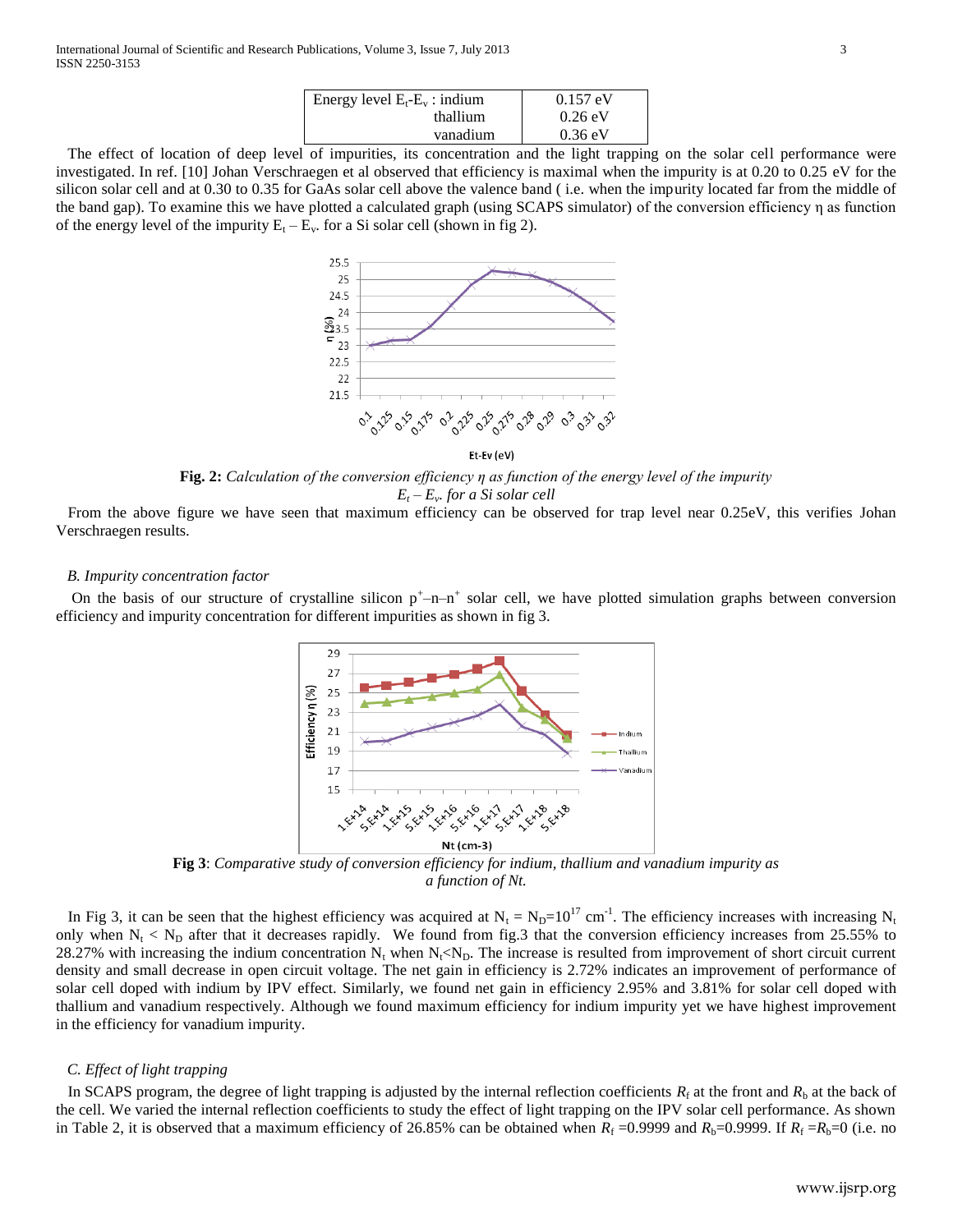| | |
|---|---|
| Energy level $E_t$-$E_v$ : indium | 0.157 eV |
| thallium | 0.26 eV |
| vanadium | 0.36 eV |

The effect of location of deep level of impurities, its concentration and the light trapping on the solar cell performance were investigated. In ref. [10] Johan Verschraegen et al observed that efficiency is maximal when the impurity is at 0.20 to 0.25 eV for the silicon solar cell and at 0.30 to 0.35 for GaAs solar cell above the valence band ( i.e. when the impurity located far from the middle of the band gap). To examine this we have plotted a calculated graph (using SCAPS simulator) of the conversion efficiency η as function of the energy level of the impurity $E_t - E_v$. for a Si solar cell (shown in fig 2).

25.5
25
24.5
24
23.5
23
22.5
22
21.5
η (%)
0.1
0.125
0.15
0.175
0.2
0.225
0.25
0.275
0.28
0.29
0.3
0.31
0.32
Et-Ev (eV)

**Fig. 2:** *Calculation of the conversion efficiency η as function of the energy level of the impurity $E_t - E_v$. for a Si solar cell*

From the above figure we have seen that maximum efficiency can be observed for trap level near 0.25eV, this verifies Johan Verschraegen results.

### *B. Impurity concentration factor*

On the basis of our structure of crystalline silicon $p^+$–n–$n^+$ solar cell, we have plotted simulation graphs between conversion efficiency and impurity concentration for different impurities as shown in fig 3.

29
27
25
23
21
19
17
15
Efficiency η (%)
1.E+14
5.E+14
1.E+15
5.E+15
1.E+16
5.E+16
1.E+17
5.E+17
1.E+18
5.E+18
Nt (cm-3)
Indium
Thallium
Vanadium

**Fig 3**: *Comparative study of conversion efficiency for indium, thallium and vanadium impurity as a function of Nt.*

In Fig 3, it can be seen that the highest efficiency was acquired at $N_t = N_D = 10^{17}$ $cm^{-1}$. The efficiency increases with increasing $N_t$ only when $N_t < N_D$ after that it decreases rapidly. We found from fig.3 that the conversion efficiency increases from 25.55% to 28.27% with increasing the indium concentration $N_t$ when $N_t < N_D$. The increase is resulted from improvement of short circuit current density and small decrease in open circuit voltage. The net gain in efficiency is 2.72% indicates an improvement of performance of solar cell doped with indium by IPV effect. Similarly, we found net gain in efficiency 2.95% and 3.81% for solar cell doped with thallium and vanadium respectively. Although we found maximum efficiency for indium impurity yet we have highest improvement in the efficiency for vanadium impurity.

### *C. Effect of light trapping*

In SCAPS program, the degree of light trapping is adjusted by the internal reflection coefficients $R_f$ at the front and $R_b$ at the back of the cell. We varied the internal reflection coefficients to study the effect of light trapping on the IPV solar cell performance. As shown in Table 2, it is observed that a maximum efficiency of 26.85% can be obtained when $R_f$ =0.9999 and $R_b$=0.9999. If $R_f$ =$R_b$=0 (i.e. no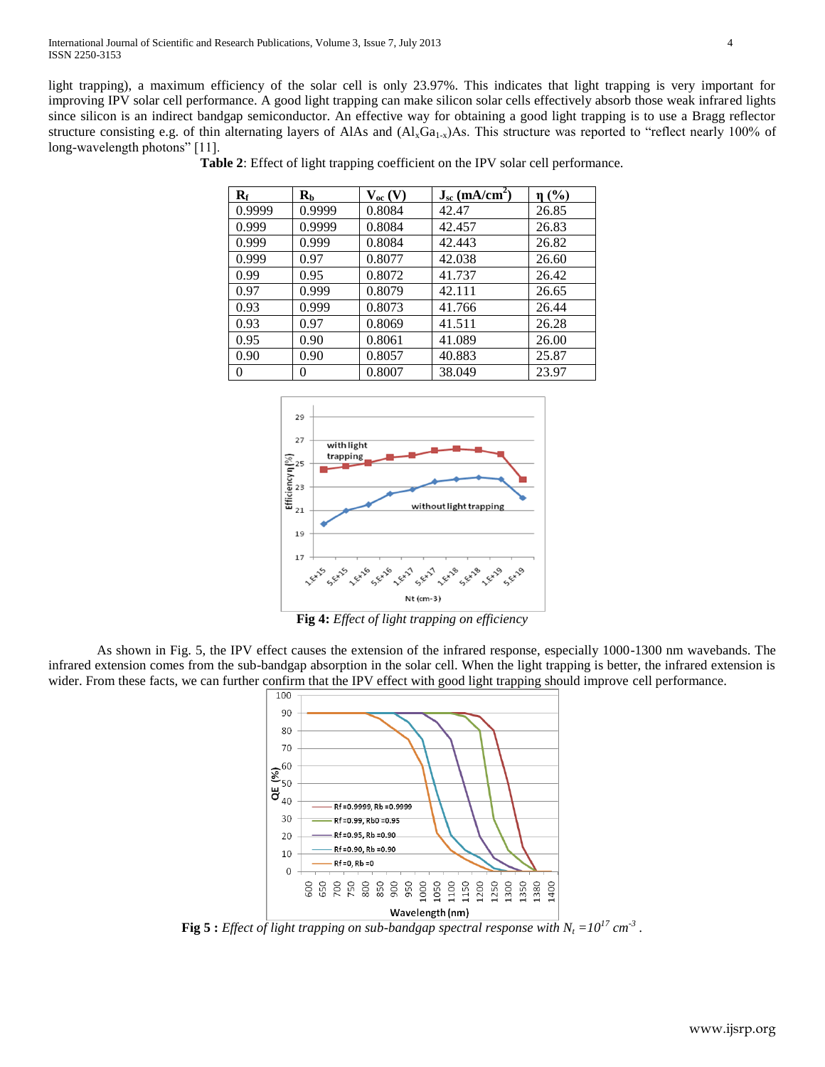light trapping), a maximum efficiency of the solar cell is only 23.97%. This indicates that light trapping is very important for improving IPV solar cell performance. A good light trapping can make silicon solar cells effectively absorb those weak infrared lights since silicon is an indirect bandgap semiconductor. An effective way for obtaining a good light trapping is to use a Bragg reflector structure consisting e.g. of thin alternating layers of AlAs and $(Al_xGa_{1-x})As$. This structure was reported to "reflect nearly 100% of long-wavelength photons" [11].

**Table 2**: Effect of light trapping coefficient on the IPV solar cell performance.

| $R_f$ | $R_b$ | $V_{oc}$ (V) | $J_{sc}$ (mA/cm$^2$) | η (%) |
|---|---|---|---|---|
| 0.9999 | 0.9999 | 0.8084 | 42.47 | 26.85 |
| 0.999 | 0.9999 | 0.8084 | 42.457 | 26.83 |
| 0.999 | 0.999 | 0.8084 | 42.443 | 26.82 |
| 0.999 | 0.97 | 0.8077 | 42.038 | 26.60 |
| 0.99 | 0.95 | 0.8072 | 41.737 | 26.42 |
| 0.97 | 0.999 | 0.8079 | 42.111 | 26.65 |
| 0.93 | 0.999 | 0.8073 | 41.766 | 26.44 |
| 0.93 | 0.97 | 0.8069 | 41.511 | 26.28 |
| 0.95 | 0.90 | 0.8061 | 41.089 | 26.00 |
| 0.90 | 0.90 | 0.8057 | 40.883 | 25.87 |
| 0 | 0 | 0.8007 | 38.049 | 23.97 |

Efficiency η (%)
29
27
25
23
21
19
17
with light trapping
without light trapping
1.E+15 5.E+15 1.E+16 5.E+16 1.E+17 5.E+17 1.E+18 5.E+18 1.E+19 5.E+19
Nt (cm-3)

**Fig 4:** *Effect of light trapping on efficiency*

As shown in Fig. 5, the IPV effect causes the extension of the infrared response, especially 1000-1300 nm wavebands. The infrared extension comes from the sub-bandgap absorption in the solar cell. When the light trapping is better, the infrared extension is wider. From these facts, we can further confirm that the IPV effect with good light trapping should improve cell performance.

QE (%)
100
90
80
70
60
50
40
30
20
10
0
Rf=0.9999, Rb=0.9999
Rf=0.99, Rb0=0.95
Rf=0.95, Rb=0.90
Rf=0.90, Rb=0.90
Rf=0, Rb=0
600 650 700 750 800 850 900 950 1000 1050 1100 1150 1200 1250 1300 1350 1380 1400
Wavelength (nm)

**Fig 5 :** *Effect of light trapping on sub-bandgap spectral response with $N_t = 10^{17}$ cm$^{-3}$ .*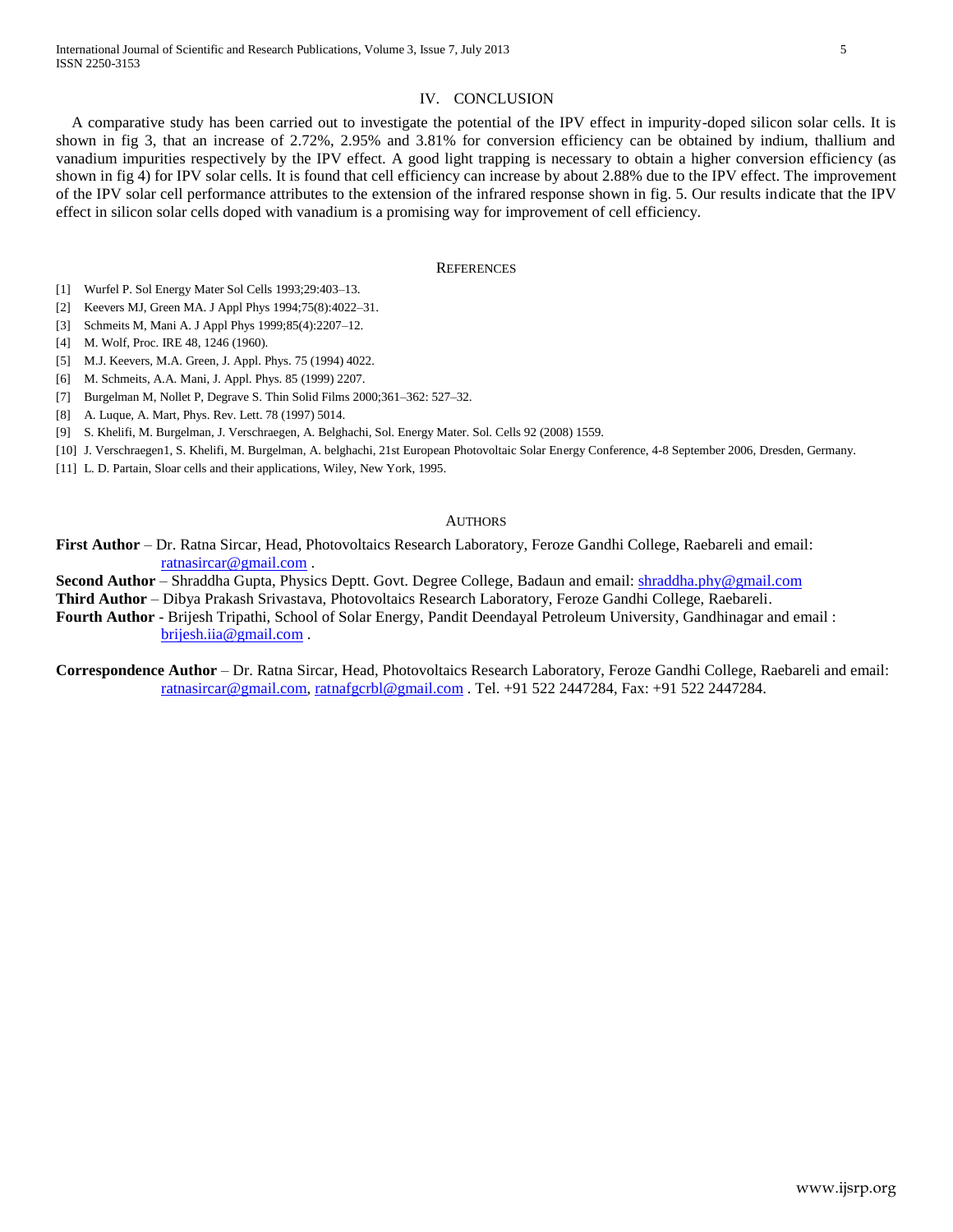## IV. CONCLUSION

A comparative study has been carried out to investigate the potential of the IPV effect in impurity-doped silicon solar cells. It is shown in fig 3, that an increase of 2.72%, 2.95% and 3.81% for conversion efficiency can be obtained by indium, thallium and vanadium impurities respectively by the IPV effect. A good light trapping is necessary to obtain a higher conversion efficiency (as shown in fig 4) for IPV solar cells. It is found that cell efficiency can increase by about 2.88% due to the IPV effect. The improvement of the IPV solar cell performance attributes to the extension of the infrared response shown in fig. 5. Our results indicate that the IPV effect in silicon solar cells doped with vanadium is a promising way for improvement of cell efficiency.

## REFERENCES

[1] Wurfel P. Sol Energy Mater Sol Cells 1993;29:403–13.

[2] Keevers MJ, Green MA. J Appl Phys 1994;75(8):4022–31.

[3] Schmeits M, Mani A. J Appl Phys 1999;85(4):2207–12.

[4] M. Wolf, Proc. IRE 48, 1246 (1960).

[5] M.J. Keevers, M.A. Green, J. Appl. Phys. 75 (1994) 4022.

[6] M. Schmeits, A.A. Mani, J. Appl. Phys. 85 (1999) 2207.

[7] Burgelman M, Nollet P, Degrave S. Thin Solid Films 2000;361–362: 527–32.

[8] A. Luque, A. Mart, Phys. Rev. Lett. 78 (1997) 5014.

[9] S. Khelifi, M. Burgelman, J. Verschraegen, A. Belghachi, Sol. Energy Mater. Sol. Cells 92 (2008) 1559.

[10] J. Verschraegen1, S. Khelifi, M. Burgelman, A. belghachi, 21st European Photovoltaic Solar Energy Conference, 4-8 September 2006, Dresden, Germany.

[11] L. D. Partain, Sloar cells and their applications, Wiley, New York, 1995.

## AUTHORS

**First Author** – Dr. Ratna Sircar, Head, Photovoltaics Research Laboratory, Feroze Gandhi College, Raebareli and email: ratnasircar@gmail.com .

**Second Author** – Shraddha Gupta, Physics Deptt. Govt. Degree College, Badaun and email: shraddha.phy@gmail.com

**Third Author** – Dibya Prakash Srivastava, Photovoltaics Research Laboratory, Feroze Gandhi College, Raebareli.

**Fourth Author** - Brijesh Tripathi, School of Solar Energy, Pandit Deendayal Petroleum University, Gandhinagar and email : brijesh.iia@gmail.com .

**Correspondence Author** – Dr. Ratna Sircar, Head, Photovoltaics Research Laboratory, Feroze Gandhi College, Raebareli and email: ratnasircar@gmail.com, ratnafgcrbl@gmail.com . Tel. +91 522 2447284, Fax: +91 522 2447284.